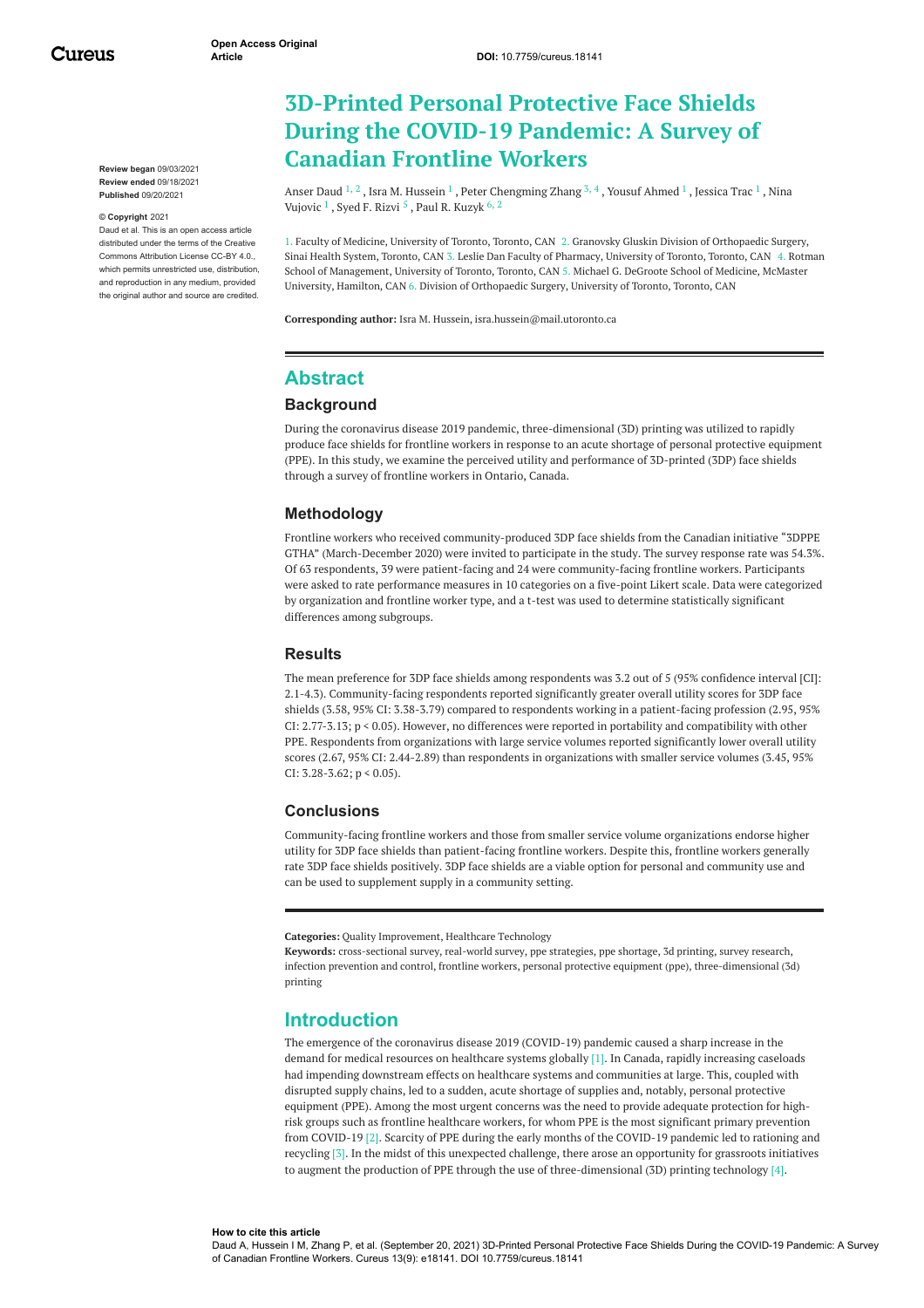# 3D-Printed Personal Protective Face Shields During the COVID-19 Pandemic: A Survey of Canadian Frontline Workers

Anser Daud [1, 2], Isra M. Hussein [1], Peter Chengming Zhang [3, 4], Yousuf Ahmed [1], Jessica Trac [1], Nina Vujovic [1], Syed F. Rizvi [5], Paul R. Kuzyk [6, 2]

1. Faculty of Medicine, University of Toronto, Toronto, CAN 2. Granovsky Gluskin Division of Orthopaedic Surgery, Sinai Health System, Toronto, CAN 3. Leslie Dan Faculty of Pharmacy, University of Toronto, Toronto, CAN 4. Rotman School of Management, University of Toronto, Toronto, CAN 5. Michael G. DeGroote School of Medicine, McMaster University, Hamilton, CAN 6. Division of Orthopaedic Surgery, University of Toronto, Toronto, CAN

**Corresponding author:** Isra M. Hussein, isra.hussein@mail.utoronto.ca

**Review began** 09/03/2021
**Review ended** 09/18/2021
**Published** 09/20/2021

**© Copyright** 2021
Daud et al. This is an open access article distributed under the terms of the Creative Commons Attribution License CC-BY 4.0., which permits unrestricted use, distribution, and reproduction in any medium, provided the original author and source are credited.

## Abstract

### Background

During the coronavirus disease 2019 pandemic, three-dimensional (3D) printing was utilized to rapidly produce face shields for frontline workers in response to an acute shortage of personal protective equipment (PPE). In this study, we examine the perceived utility and performance of 3D-printed (3DP) face shields through a survey of frontline workers in Ontario, Canada.

### Methodology

Frontline workers who received community-produced 3DP face shields from the Canadian initiative “3DPPE GTHA” (March-December 2020) were invited to participate in the study. The survey response rate was 54.3%. Of 63 respondents, 39 were patient-facing and 24 were community-facing frontline workers. Participants were asked to rate performance measures in 10 categories on a five-point Likert scale. Data were categorized by organization and frontline worker type, and a t-test was used to determine statistically significant differences among subgroups.

### Results

The mean preference for 3DP face shields among respondents was 3.2 out of 5 (95% confidence interval [CI]: 2.1-4.3). Community-facing respondents reported significantly greater overall utility scores for 3DP face shields (3.58, 95% CI: 3.38-3.79) compared to respondents working in a patient-facing profession (2.95, 95% CI: 2.77-3.13; $p < 0.05$). However, no differences were reported in portability and compatibility with other PPE. Respondents from organizations with large service volumes reported significantly lower overall utility scores (2.67, 95% CI: 2.44-2.89) than respondents in organizations with smaller service volumes (3.45, 95% CI: 3.28-3.62; $p < 0.05$).

### Conclusions

Community-facing frontline workers and those from smaller service volume organizations endorse higher utility for 3DP face shields than patient-facing frontline workers. Despite this, frontline workers generally rate 3DP face shields positively. 3DP face shields are a viable option for personal and community use and can be used to supplement supply in a community setting.

**Categories:** Quality Improvement, Healthcare Technology
**Keywords:** cross-sectional survey, real-world survey, ppe strategies, ppe shortage, 3d printing, survey research, infection prevention and control, frontline workers, personal protective equipment (ppe), three-dimensional (3d) printing

## Introduction

The emergence of the coronavirus disease 2019 (COVID-19) pandemic caused a sharp increase in the demand for medical resources on healthcare systems globally [1]. In Canada, rapidly increasing caseloads had impending downstream effects on healthcare systems and communities at large. This, coupled with disrupted supply chains, led to a sudden, acute shortage of supplies and, notably, personal protective equipment (PPE). Among the most urgent concerns was the need to provide adequate protection for high-risk groups such as frontline healthcare workers, for whom PPE is the most significant primary prevention from COVID-19 [2]. Scarcity of PPE during the early months of the COVID-19 pandemic led to rationing and recycling [3]. In the midst of this unexpected challenge, there arose an opportunity for grassroots initiatives to augment the production of PPE through the use of three-dimensional (3D) printing technology [4].

**How to cite this article**
Daud A, Hussein I M, Zhang P, et al. (September 20, 2021) 3D-Printed Personal Protective Face Shields During the COVID-19 Pandemic: A Survey of Canadian Frontline Workers. Cureus 13(9): e18141. DOI 10.7759/cureus.18141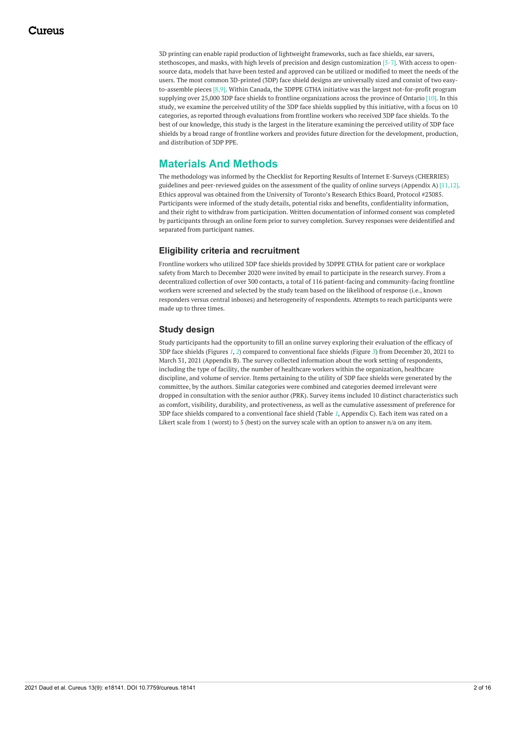3D printing can enable rapid production of lightweight frameworks, such as face shields, ear savers, stethoscopes, and masks, with high levels of precision and design customization [5-7]. With access to open-source data, models that have been tested and approved can be utilized or modified to meet the needs of the users. The most common 3D-printed (3DP) face shield designs are universally sized and consist of two easy-to-assemble pieces [8,9]. Within Canada, the 3DPPE GTHA initiative was the largest not-for-profit program supplying over 25,000 3DP face shields to frontline organizations across the province of Ontario [10]. In this study, we examine the perceived utility of the 3DP face shields supplied by this initiative, with a focus on 10 categories, as reported through evaluations from frontline workers who received 3DP face shields. To the best of our knowledge, this study is the largest in the literature examining the perceived utility of 3DP face shields by a broad range of frontline workers and provides future direction for the development, production, and distribution of 3DP PPE.

## Materials And Methods

The methodology was informed by the Checklist for Reporting Results of Internet E-Surveys (CHERRIES) guidelines and peer-reviewed guides on the assessment of the quality of online surveys (Appendix A) [11,12]. Ethics approval was obtained from the University of Toronto's Research Ethics Board, Protocol #23085. Participants were informed of the study details, potential risks and benefits, confidentiality information, and their right to withdraw from participation. Written documentation of informed consent was completed by participants through an online form prior to survey completion. Survey responses were deidentified and separated from participant names.

### Eligibility criteria and recruitment

Frontline workers who utilized 3DP face shields provided by 3DPPE GTHA for patient care or workplace safety from March to December 2020 were invited by email to participate in the research survey. From a decentralized collection of over 300 contacts, a total of 116 patient-facing and community-facing frontline workers were screened and selected by the study team based on the likelihood of response (i.e., known responders versus central inboxes) and heterogeneity of respondents. Attempts to reach participants were made up to three times.

### Study design

Study participants had the opportunity to fill an online survey exploring their evaluation of the efficacy of 3DP face shields (Figures *1*, *2*) compared to conventional face shields (Figure *3*) from December 20, 2021 to March 31, 2021 (Appendix B). The survey collected information about the work setting of respondents, including the type of facility, the number of healthcare workers within the organization, healthcare discipline, and volume of service. Items pertaining to the utility of 3DP face shields were generated by the committee, by the authors. Similar categories were combined and categories deemed irrelevant were dropped in consultation with the senior author (PRK). Survey items included 10 distinct characteristics such as comfort, visibility, durability, and protectiveness, as well as the cumulative assessment of preference for 3DP face shields compared to a conventional face shield (Table *1*, Appendix C). Each item was rated on a Likert scale from 1 (worst) to 5 (best) on the survey scale with an option to answer n/a on any item.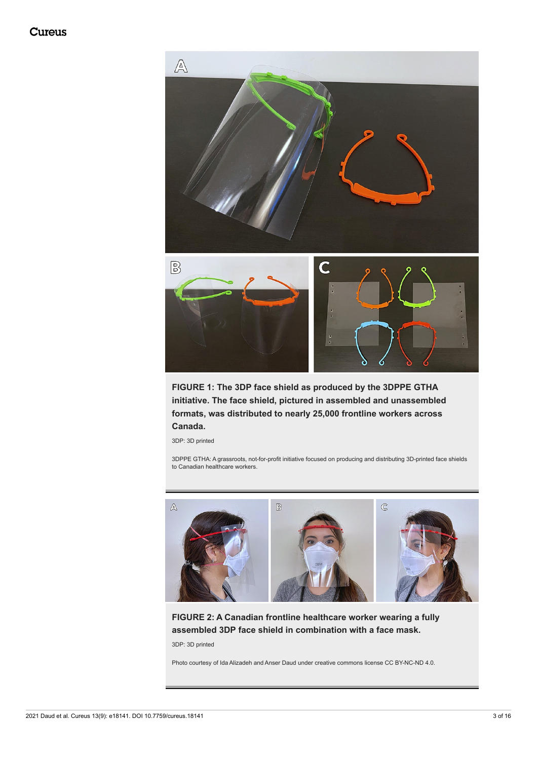**FIGURE 1: The 3DP face shield as produced by the 3DPPE GTHA initiative. The face shield, pictured in assembled and unassembled formats, was distributed to nearly 25,000 frontline workers across Canada.**

3DP: 3D printed

3DPPE GTHA: A grassroots, not-for-profit initiative focused on producing and distributing 3D-printed face shields to Canadian healthcare workers.

**FIGURE 2: A Canadian frontline healthcare worker wearing a fully assembled 3DP face shield in combination with a face mask.**

3DP: 3D printed

Photo courtesy of Ida Alizadeh and Anser Daud under creative commons license CC BY-NC-ND 4.0.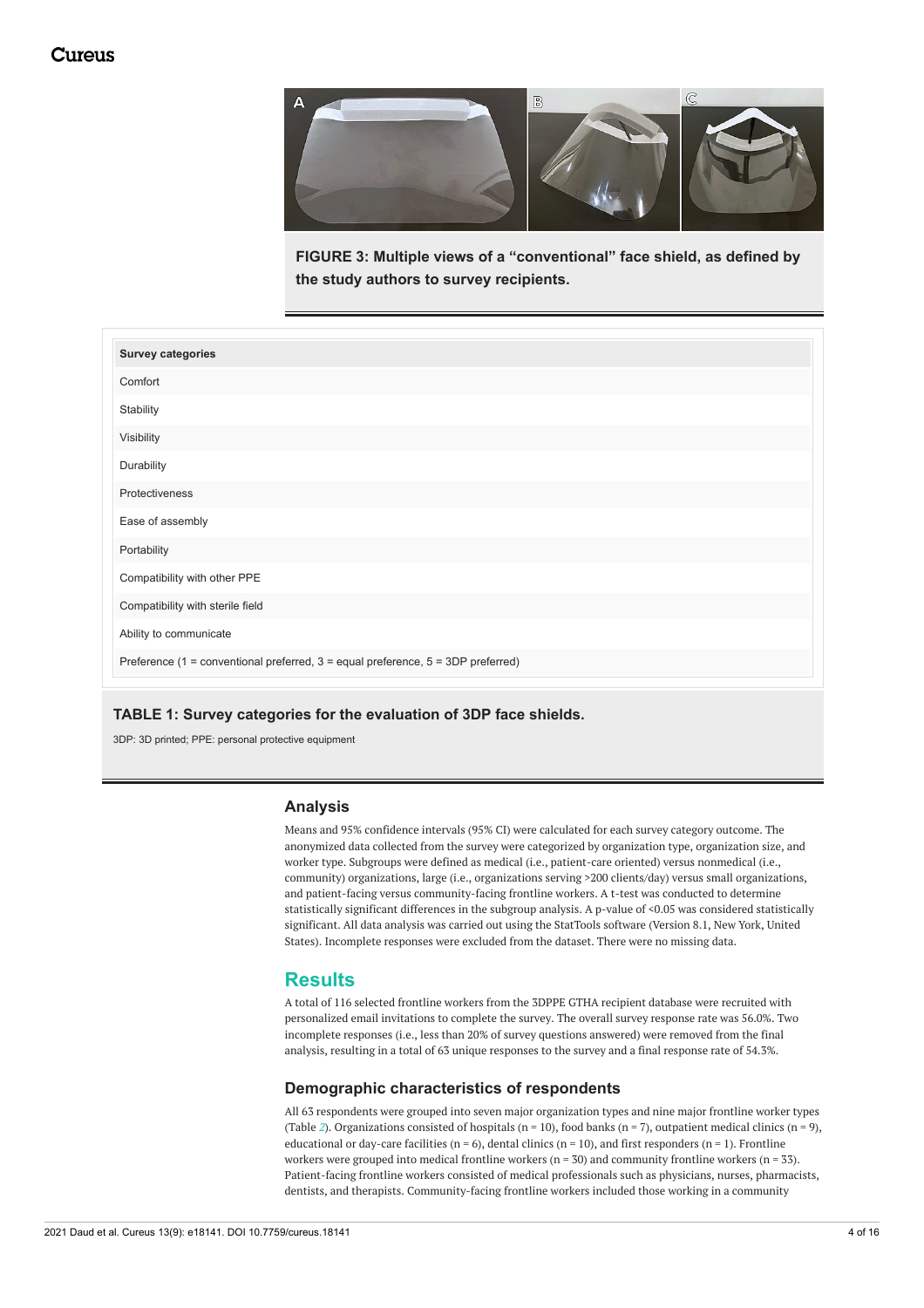**FIGURE 3: Multiple views of a "conventional" face shield, as defined by the study authors to survey recipients.**

| Survey categories |
| --- |
| Comfort |
| Stability |
| Visibility |
| Durability |
| Protectiveness |
| Ease of assembly |
| Portability |
| Compatibility with other PPE |
| Compatibility with sterile field |
| Ability to communicate |
| Preference (1 = conventional preferred, 3 = equal preference, 5 = 3DP preferred) |

**TABLE 1: Survey categories for the evaluation of 3DP face shields.**

3DP: 3D printed; PPE: personal protective equipment

### Analysis

Means and 95% confidence intervals (95% CI) were calculated for each survey category outcome. The anonymized data collected from the survey were categorized by organization type, organization size, and worker type. Subgroups were defined as medical (i.e., patient-care oriented) versus nonmedical (i.e., community) organizations, large (i.e., organizations serving >200 clients/day) versus small organizations, and patient-facing versus community-facing frontline workers. A t-test was conducted to determine statistically significant differences in the subgroup analysis. A p-value of <0.05 was considered statistically significant. All data analysis was carried out using the StatTools software (Version 8.1, New York, United States). Incomplete responses were excluded from the dataset. There were no missing data.

## Results

A total of 116 selected frontline workers from the 3DPPE GTHA recipient database were recruited with personalized email invitations to complete the survey. The overall survey response rate was 56.0%. Two incomplete responses (i.e., less than 20% of survey questions answered) were removed from the final analysis, resulting in a total of 63 unique responses to the survey and a final response rate of 54.3%.

### Demographic characteristics of respondents

All 63 respondents were grouped into seven major organization types and nine major frontline worker types (Table 2). Organizations consisted of hospitals (n = 10), food banks (n = 7), outpatient medical clinics (n = 9), educational or day-care facilities (n = 6), dental clinics (n = 10), and first responders (n = 1). Frontline workers were grouped into medical frontline workers (n = 30) and community frontline workers (n = 33). Patient-facing frontline workers consisted of medical professionals such as physicians, nurses, pharmacists, dentists, and therapists. Community-facing frontline workers included those working in a community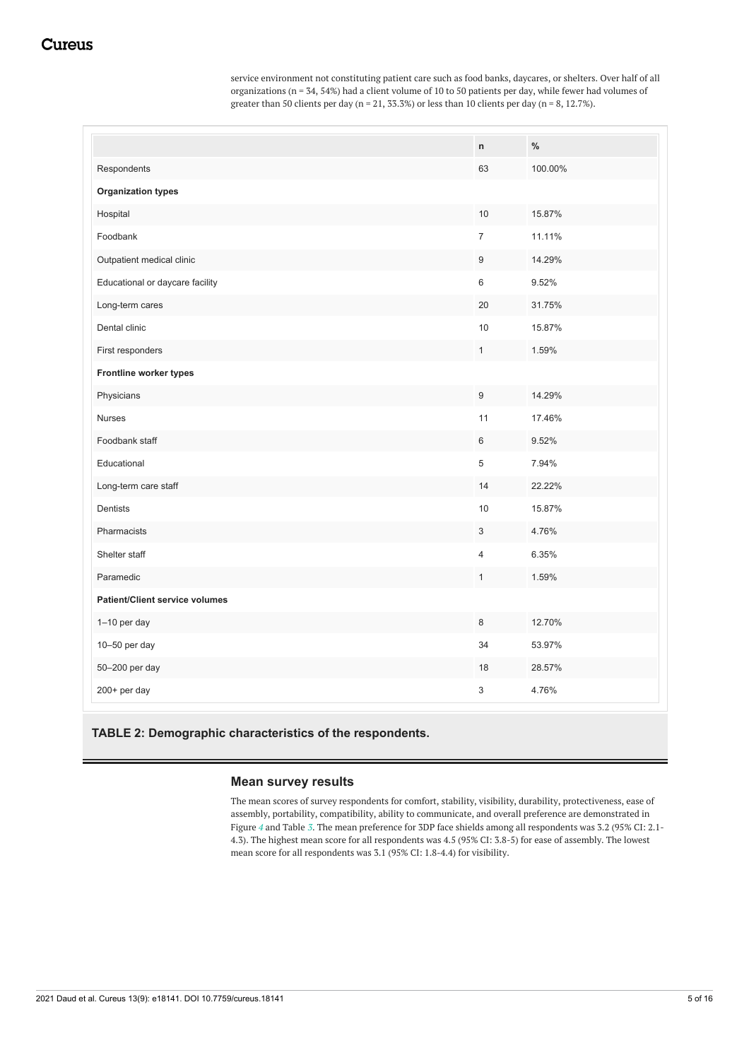service environment not constituting patient care such as food banks, daycares, or shelters. Over half of all organizations (n = 34, 54%) had a client volume of 10 to 50 patients per day, while fewer had volumes of greater than 50 clients per day (n = 21, 33.3%) or less than 10 clients per day (n = 8, 12.7%).

| | n | % |
|---|---|---|
| Respondents | 63 | 100.00% |
| **Organization types** | | |
| Hospital | 10 | 15.87% |
| Foodbank | 7 | 11.11% |
| Outpatient medical clinic | 9 | 14.29% |
| Educational or daycare facility | 6 | 9.52% |
| Long-term cares | 20 | 31.75% |
| Dental clinic | 10 | 15.87% |
| First responders | 1 | 1.59% |
| **Frontline worker types** | | |
| Physicians | 9 | 14.29% |
| Nurses | 11 | 17.46% |
| Foodbank staff | 6 | 9.52% |
| Educational | 5 | 7.94% |
| Long-term care staff | 14 | 22.22% |
| Dentists | 10 | 15.87% |
| Pharmacists | 3 | 4.76% |
| Shelter staff | 4 | 6.35% |
| Paramedic | 1 | 1.59% |
| **Patient/Client service volumes** | | |
| 1–10 per day | 8 | 12.70% |
| 10–50 per day | 34 | 53.97% |
| 50–200 per day | 18 | 28.57% |
| 200+ per day | 3 | 4.76% |

**TABLE 2: Demographic characteristics of the respondents.**

### Mean survey results

The mean scores of survey respondents for comfort, stability, visibility, durability, protectiveness, ease of assembly, portability, compatibility, ability to communicate, and overall preference are demonstrated in Figure *4* and Table *3*. The mean preference for 3DP face shields among all respondents was 3.2 (95% CI: 2.1-4.3). The highest mean score for all respondents was 4.5 (95% CI: 3.8-5) for ease of assembly. The lowest mean score for all respondents was 3.1 (95% CI: 1.8-4.4) for visibility.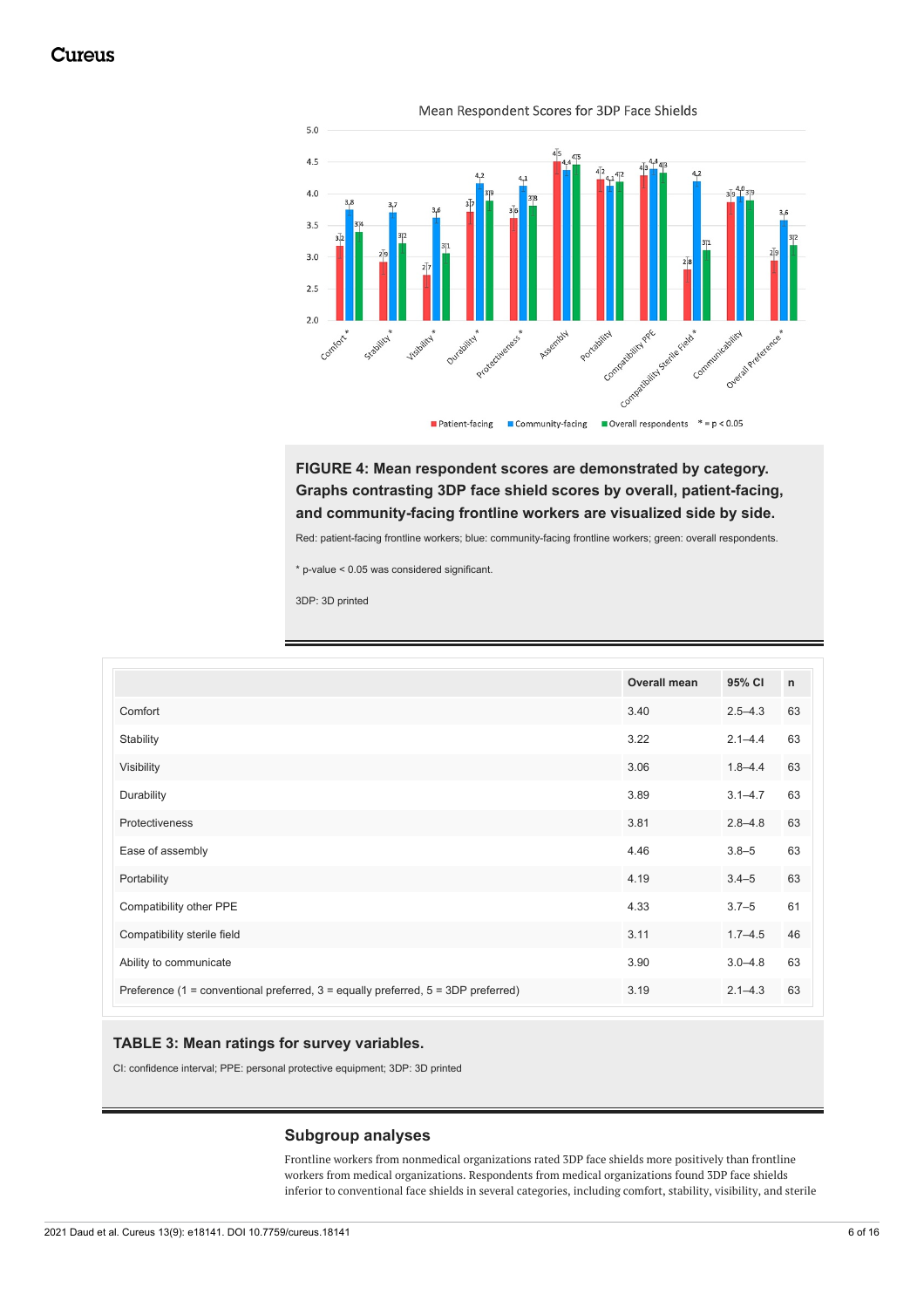**FIGURE 4: Mean respondent scores are demonstrated by category. Graphs contrasting 3DP face shield scores by overall, patient-facing, and community-facing frontline workers are visualized side by side.**

Red: patient-facing frontline workers; blue: community-facing frontline workers; green: overall respondents.

* p-value < 0.05 was considered significant.

3DP: 3D printed

| | Overall mean | 95% CI | n |
|---|---|---|---|
| Comfort | 3.40 | 2.5–4.3 | 63 |
| Stability | 3.22 | 2.1–4.4 | 63 |
| Visibility | 3.06 | 1.8–4.4 | 63 |
| Durability | 3.89 | 3.1–4.7 | 63 |
| Protectiveness | 3.81 | 2.8–4.8 | 63 |
| Ease of assembly | 4.46 | 3.8–5 | 63 |
| Portability | 4.19 | 3.4–5 | 63 |
| Compatibility other PPE | 4.33 | 3.7–5 | 61 |
| Compatibility sterile field | 3.11 | 1.7–4.5 | 46 |
| Ability to communicate | 3.90 | 3.0–4.8 | 63 |
| Preference (1 = conventional preferred, 3 = equally preferred, 5 = 3DP preferred) | 3.19 | 2.1–4.3 | 63 |

**TABLE 3: Mean ratings for survey variables.**

CI: confidence interval; PPE: personal protective equipment; 3DP: 3D printed

## Subgroup analyses

Frontline workers from nonmedical organizations rated 3DP face shields more positively than frontline workers from medical organizations. Respondents from medical organizations found 3DP face shields inferior to conventional face shields in several categories, including comfort, stability, visibility, and sterile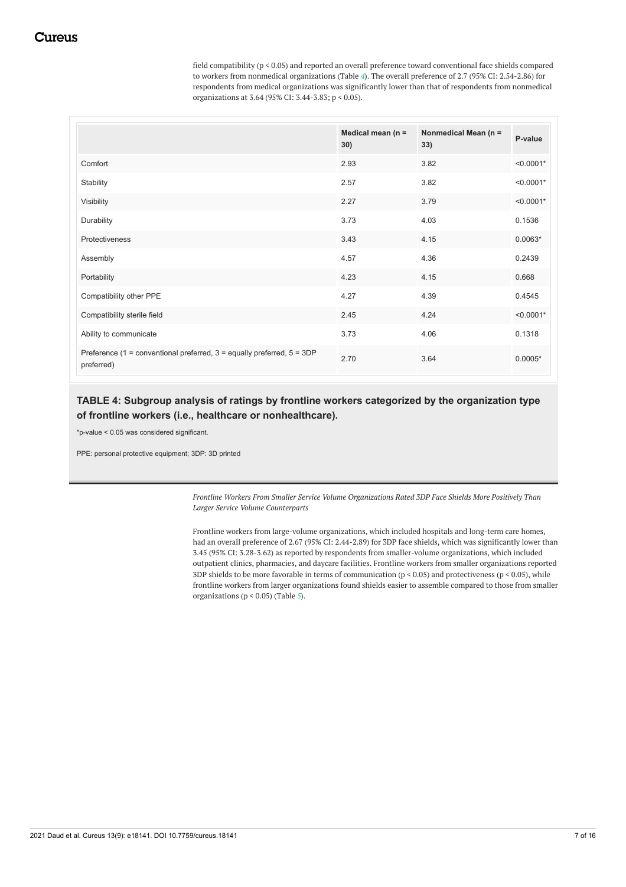field compatibility ($p < 0.05$) and reported an overall preference toward conventional face shields compared to workers from nonmedical organizations (Table 4). The overall preference of 2.7 (95% CI: 2.54-2.86) for respondents from medical organizations was significantly lower than that of respondents from nonmedical organizations at 3.64 (95% CI: 3.44-3.83; $p < 0.05$).

| | Medical mean (n = 30) | Nonmedical Mean (n = 33) | P-value |
|---|---|---|---|
| Comfort | 2.93 | 3.82 | <0.0001* |
| Stability | 2.57 | 3.82 | <0.0001* |
| Visibility | 2.27 | 3.79 | <0.0001* |
| Durability | 3.73 | 4.03 | 0.1536 |
| Protectiveness | 3.43 | 4.15 | 0.0063* |
| Assembly | 4.57 | 4.36 | 0.2439 |
| Portability | 4.23 | 4.15 | 0.668 |
| Compatibility other PPE | 4.27 | 4.39 | 0.4545 |
| Compatibility sterile field | 2.45 | 4.24 | <0.0001* |
| Ability to communicate | 3.73 | 4.06 | 0.1318 |
| Preference (1 = conventional preferred, 3 = equally preferred, 5 = 3DP preferred) | 2.70 | 3.64 | 0.0005* |

**TABLE 4: Subgroup analysis of ratings by frontline workers categorized by the organization type of frontline workers (i.e., healthcare or nonhealthcare).**

*p-value < 0.05 was considered significant.

PPE: personal protective equipment; 3DP: 3D printed

*Frontline Workers From Smaller Service Volume Organizations Rated 3DP Face Shields More Positively Than Larger Service Volume Counterparts*

Frontline workers from large-volume organizations, which included hospitals and long-term care homes, had an overall preference of 2.67 (95% CI: 2.44-2.89) for 3DP face shields, which was significantly lower than 3.45 (95% CI: 3.28-3.62) as reported by respondents from smaller-volume organizations, which included outpatient clinics, pharmacies, and daycare facilities. Frontline workers from smaller organizations reported 3DP shields to be more favorable in terms of communication ($p < 0.05$) and protectiveness ($p < 0.05$), while frontline workers from larger organizations found shields easier to assemble compared to those from smaller organizations ($p < 0.05$) (Table 5).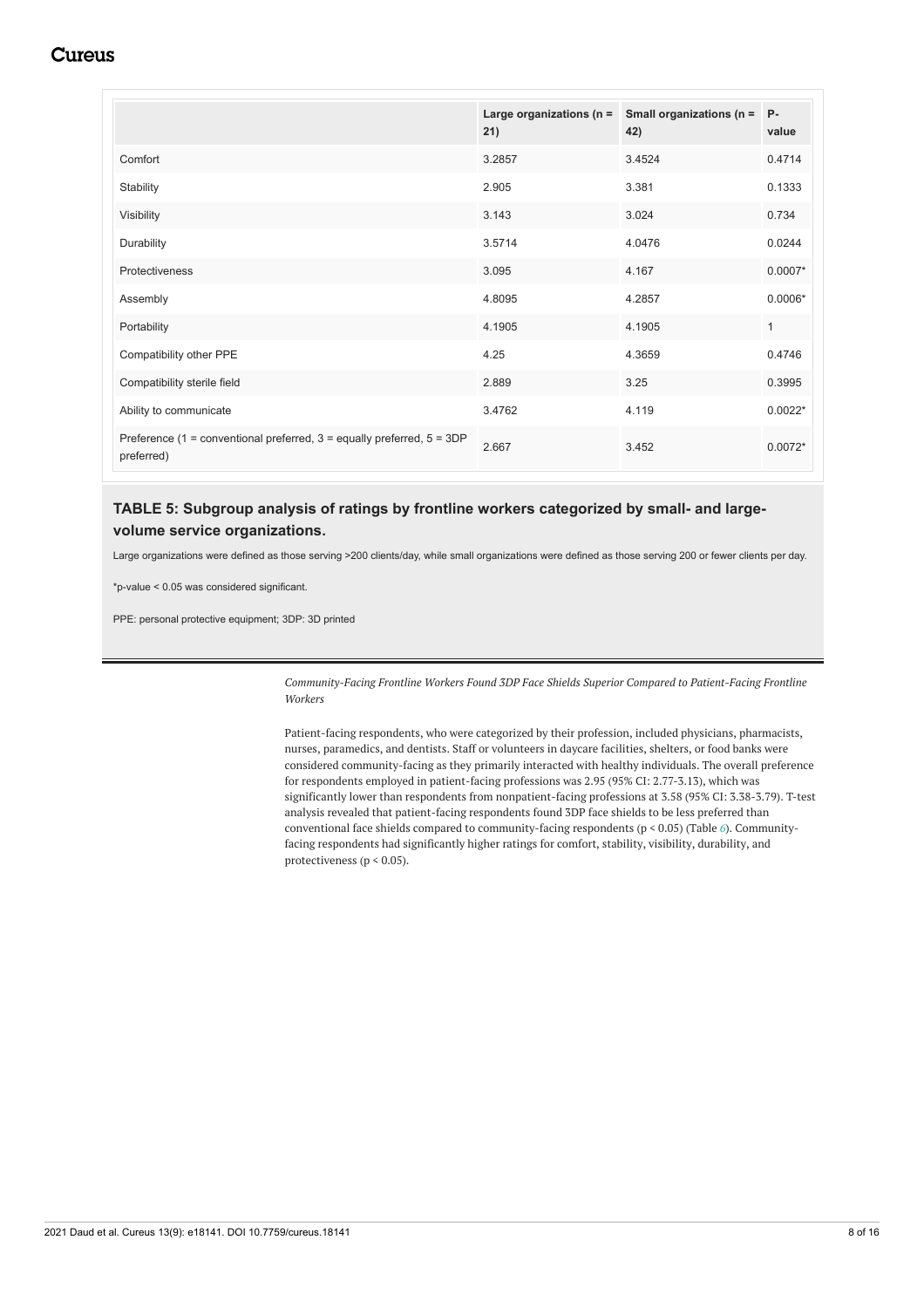|  | Large organizations (n = 21) | Small organizations (n = 42) | P-value |
|---|---|---|---|
| Comfort | 3.2857 | 3.4524 | 0.4714 |
| Stability | 2.905 | 3.381 | 0.1333 |
| Visibility | 3.143 | 3.024 | 0.734 |
| Durability | 3.5714 | 4.0476 | 0.0244 |
| Protectiveness | 3.095 | 4.167 | 0.0007* |
| Assembly | 4.8095 | 4.2857 | 0.0006* |
| Portability | 4.1905 | 4.1905 | 1 |
| Compatibility other PPE | 4.25 | 4.3659 | 0.4746 |
| Compatibility sterile field | 2.889 | 3.25 | 0.3995 |
| Ability to communicate | 3.4762 | 4.119 | 0.0022* |
| Preference (1 = conventional preferred, 3 = equally preferred, 5 = 3DP preferred) | 2.667 | 3.452 | 0.0072* |

**TABLE 5: Subgroup analysis of ratings by frontline workers categorized by small- and large-volume service organizations.**

Large organizations were defined as those serving >200 clients/day, while small organizations were defined as those serving 200 or fewer clients per day.

*p-value < 0.05 was considered significant.

PPE: personal protective equipment; 3DP: 3D printed

*Community-Facing Frontline Workers Found 3DP Face Shields Superior Compared to Patient-Facing Frontline Workers*

Patient-facing respondents, who were categorized by their profession, included physicians, pharmacists, nurses, paramedics, and dentists. Staff or volunteers in daycare facilities, shelters, or food banks were considered community-facing as they primarily interacted with healthy individuals. The overall preference for respondents employed in patient-facing professions was 2.95 (95% CI: 2.77-3.13), which was significantly lower than respondents from nonpatient-facing professions at 3.58 (95% CI: 3.38-3.79). T-test analysis revealed that patient-facing respondents found 3DP face shields to be less preferred than conventional face shields compared to community-facing respondents ($p < 0.05$) (Table 6). Community-facing respondents had significantly higher ratings for comfort, stability, visibility, durability, and protectiveness ($p < 0.05$).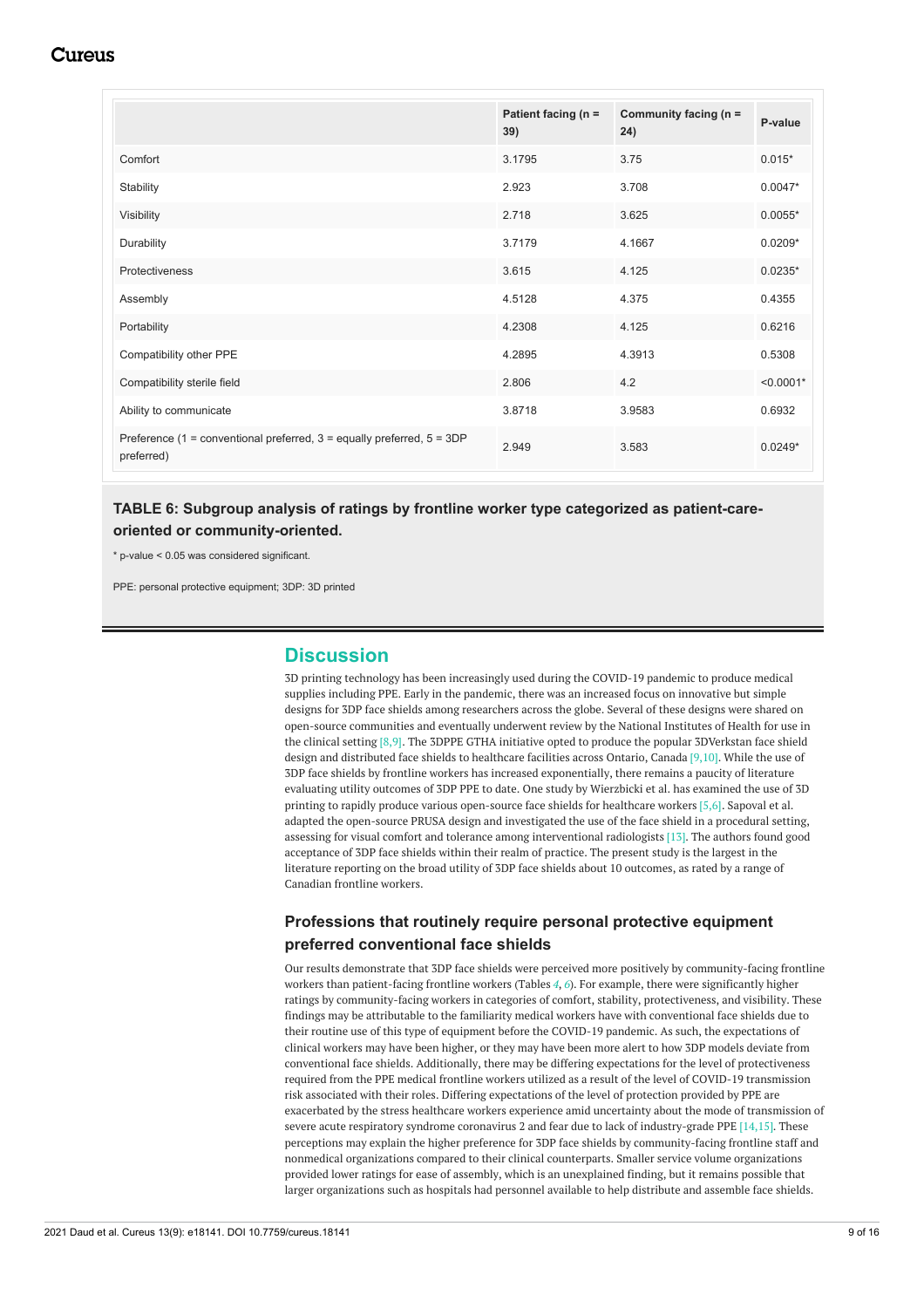| | Patient facing (n = 39) | Community facing (n = 24) | P-value |
|---|---|---|---|
| Comfort | 3.1795 | 3.75 | 0.015* |
| Stability | 2.923 | 3.708 | 0.0047* |
| Visibility | 2.718 | 3.625 | 0.0055* |
| Durability | 3.7179 | 4.1667 | 0.0209* |
| Protectiveness | 3.615 | 4.125 | 0.0235* |
| Assembly | 4.5128 | 4.375 | 0.4355 |
| Portability | 4.2308 | 4.125 | 0.6216 |
| Compatibility other PPE | 4.2895 | 4.3913 | 0.5308 |
| Compatibility sterile field | 2.806 | 4.2 | <0.0001* |
| Ability to communicate | 3.8718 | 3.9583 | 0.6932 |
| Preference (1 = conventional preferred, 3 = equally preferred, 5 = 3DP preferred) | 2.949 | 3.583 | 0.0249* |

**TABLE 6: Subgroup analysis of ratings by frontline worker type categorized as patient-care-oriented or community-oriented.**

* p-value < 0.05 was considered significant.

PPE: personal protective equipment; 3DP: 3D printed

## Discussion

3D printing technology has been increasingly used during the COVID-19 pandemic to produce medical supplies including PPE. Early in the pandemic, there was an increased focus on innovative but simple designs for 3DP face shields among researchers across the globe. Several of these designs were shared on open-source communities and eventually underwent review by the National Institutes of Health for use in the clinical setting [8,9]. The 3DPPE GTHA initiative opted to produce the popular 3DVerkstan face shield design and distributed face shields to healthcare facilities across Ontario, Canada [9,10]. While the use of 3DP face shields by frontline workers has increased exponentially, there remains a paucity of literature evaluating utility outcomes of 3DP PPE to date. One study by Wierzbicki et al. has examined the use of 3D printing to rapidly produce various open-source face shields for healthcare workers [5,6]. Sapoval et al. adapted the open-source PRUSA design and investigated the use of the face shield in a procedural setting, assessing for visual comfort and tolerance among interventional radiologists [13]. The authors found good acceptance of 3DP face shields within their realm of practice. The present study is the largest in the literature reporting on the broad utility of 3DP face shields about 10 outcomes, as rated by a range of Canadian frontline workers.

### Professions that routinely require personal protective equipment preferred conventional face shields

Our results demonstrate that 3DP face shields were perceived more positively by community-facing frontline workers than patient-facing frontline workers (Tables 4, 6). For example, there were significantly higher ratings by community-facing workers in categories of comfort, stability, protectiveness, and visibility. These findings may be attributable to the familiarity medical workers have with conventional face shields due to their routine use of this type of equipment before the COVID-19 pandemic. As such, the expectations of clinical workers may have been higher, or they may have been more alert to how 3DP models deviate from conventional face shields. Additionally, there may be differing expectations for the level of protectiveness required from the PPE medical frontline workers utilized as a result of the level of COVID-19 transmission risk associated with their roles. Differing expectations of the level of protection provided by PPE are exacerbated by the stress healthcare workers experience amid uncertainty about the mode of transmission of severe acute respiratory syndrome coronavirus 2 and fear due to lack of industry-grade PPE [14,15]. These perceptions may explain the higher preference for 3DP face shields by community-facing frontline staff and nonmedical organizations compared to their clinical counterparts. Smaller service volume organizations provided lower ratings for ease of assembly, which is an unexplained finding, but it remains possible that larger organizations such as hospitals had personnel available to help distribute and assemble face shields.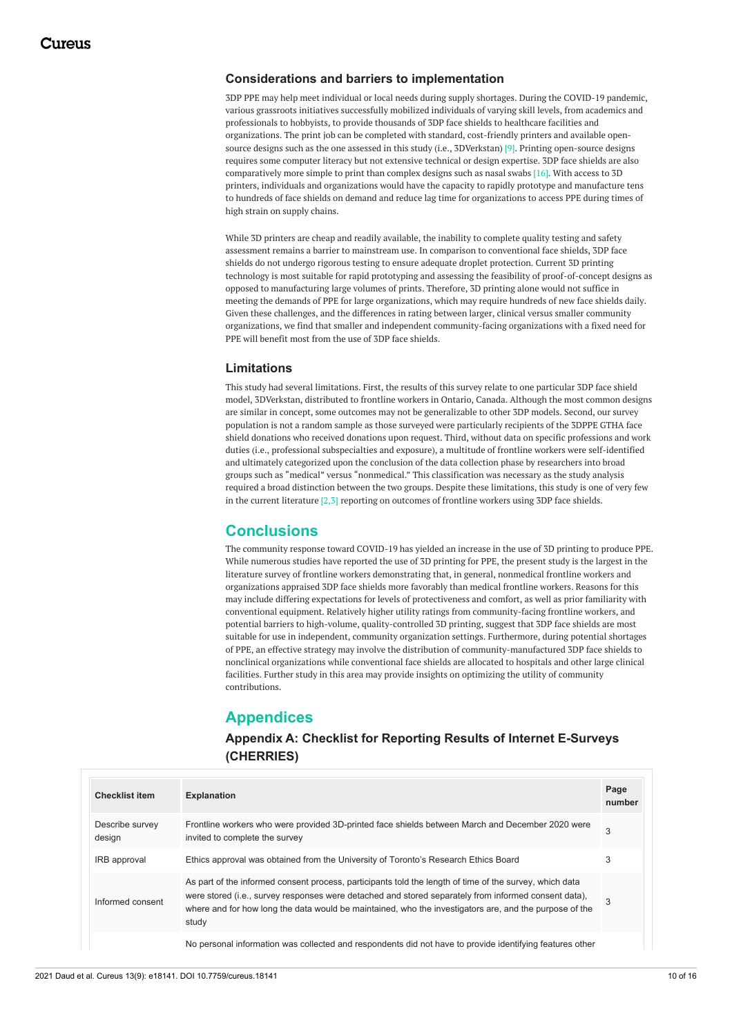### Considerations and barriers to implementation

3DP PPE may help meet individual or local needs during supply shortages. During the COVID-19 pandemic, various grassroots initiatives successfully mobilized individuals of varying skill levels, from academics and professionals to hobbyists, to provide thousands of 3DP face shields to healthcare facilities and organizations. The print job can be completed with standard, cost-friendly printers and available open-source designs such as the one assessed in this study (i.e., 3DVerkstan) [9]. Printing open-source designs requires some computer literacy but not extensive technical or design expertise. 3DP face shields are also comparatively more simple to print than complex designs such as nasal swabs [16]. With access to 3D printers, individuals and organizations would have the capacity to rapidly prototype and manufacture tens to hundreds of face shields on demand and reduce lag time for organizations to access PPE during times of high strain on supply chains.

While 3D printers are cheap and readily available, the inability to complete quality testing and safety assessment remains a barrier to mainstream use. In comparison to conventional face shields, 3DP face shields do not undergo rigorous testing to ensure adequate droplet protection. Current 3D printing technology is most suitable for rapid prototyping and assessing the feasibility of proof-of-concept designs as opposed to manufacturing large volumes of prints. Therefore, 3D printing alone would not suffice in meeting the demands of PPE for large organizations, which may require hundreds of new face shields daily. Given these challenges, and the differences in rating between larger, clinical versus smaller community organizations, we find that smaller and independent community-facing organizations with a fixed need for PPE will benefit most from the use of 3DP face shields.

### Limitations

This study had several limitations. First, the results of this survey relate to one particular 3DP face shield model, 3DVerkstan, distributed to frontline workers in Ontario, Canada. Although the most common designs are similar in concept, some outcomes may not be generalizable to other 3DP models. Second, our survey population is not a random sample as those surveyed were particularly recipients of the 3DPPE GTHA face shield donations who received donations upon request. Third, without data on specific professions and work duties (i.e., professional subspecialties and exposure), a multitude of frontline workers were self-identified and ultimately categorized upon the conclusion of the data collection phase by researchers into broad groups such as “medical” versus “nonmedical.” This classification was necessary as the study analysis required a broad distinction between the two groups. Despite these limitations, this study is one of very few in the current literature [2,3] reporting on outcomes of frontline workers using 3DP face shields.

## Conclusions

The community response toward COVID-19 has yielded an increase in the use of 3D printing to produce PPE. While numerous studies have reported the use of 3D printing for PPE, the present study is the largest in the literature survey of frontline workers demonstrating that, in general, nonmedical frontline workers and organizations appraised 3DP face shields more favorably than medical frontline workers. Reasons for this may include differing expectations for levels of protectiveness and comfort, as well as prior familiarity with conventional equipment. Relatively higher utility ratings from community-facing frontline workers, and potential barriers to high-volume, quality-controlled 3D printing, suggest that 3DP face shields are most suitable for use in independent, community organization settings. Furthermore, during potential shortages of PPE, an effective strategy may involve the distribution of community-manufactured 3DP face shields to nonclinical organizations while conventional face shields are allocated to hospitals and other large clinical facilities. Further study in this area may provide insights on optimizing the utility of community contributions.

## Appendices

### Appendix A: Checklist for Reporting Results of Internet E-Surveys (CHERRIES)

| Checklist item | Explanation | Page number |
|---|---|---|
| Describe survey design | Frontline workers who were provided 3D-printed face shields between March and December 2020 were invited to complete the survey | 3 |
| IRB approval | Ethics approval was obtained from the University of Toronto's Research Ethics Board | 3 |
| Informed consent | As part of the informed consent process, participants told the length of time of the survey, which data were stored (i.e., survey responses were detached and stored separately from informed consent data), where and for how long the data would be maintained, who the investigators are, and the purpose of the study | 3 |
| | No personal information was collected and respondents did not have to provide identifying features other | |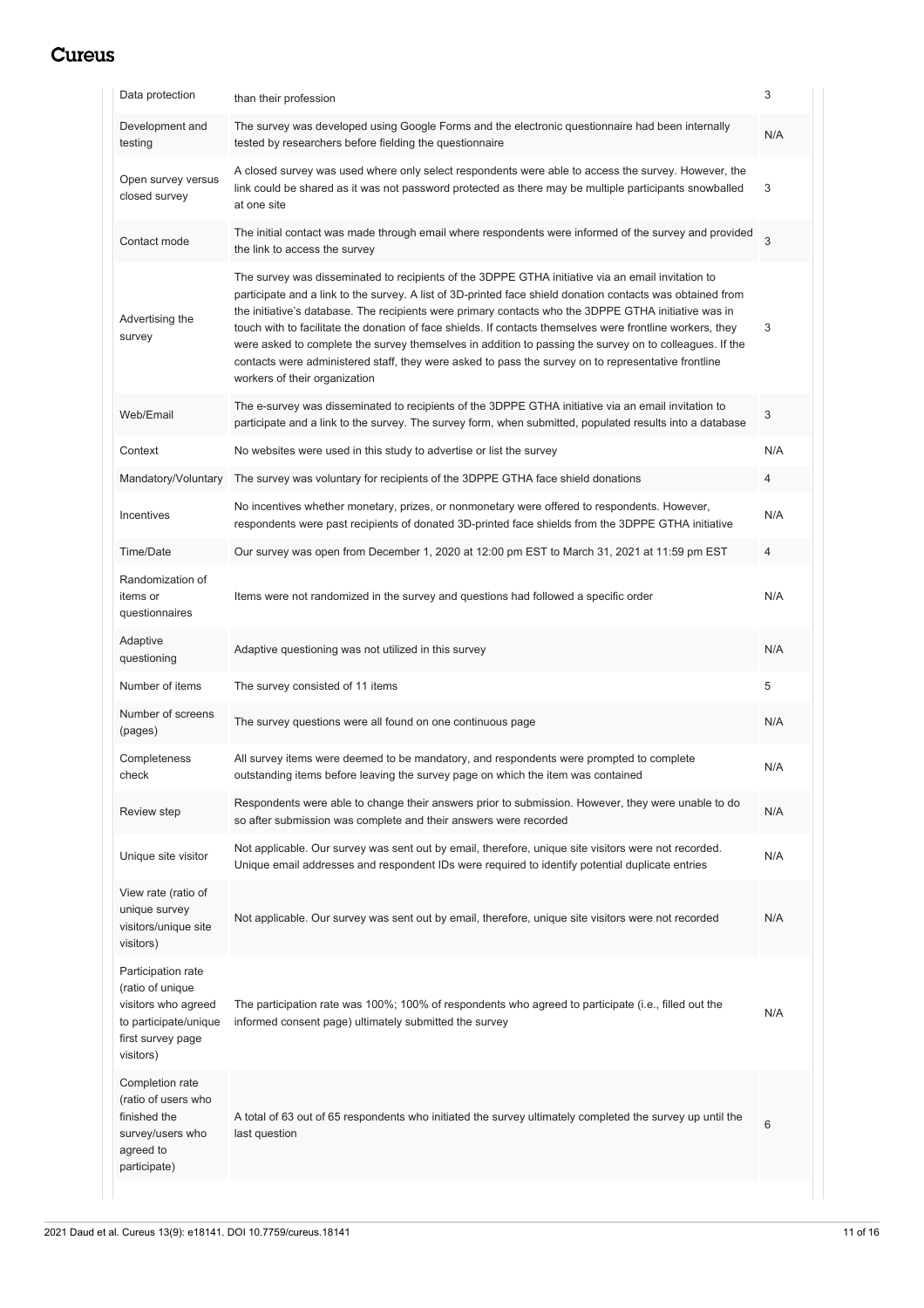| Data protection | than their profession | 3 |
|---|---|---|
| Development and testing | The survey was developed using Google Forms and the electronic questionnaire had been internally tested by researchers before fielding the questionnaire | N/A |
| Open survey versus closed survey | A closed survey was used where only select respondents were able to access the survey. However, the link could be shared as it was not password protected as there may be multiple participants snowballed at one site | 3 |
| Contact mode | The initial contact was made through email where respondents were informed of the survey and provided the link to access the survey | 3 |
| Advertising the survey | The survey was disseminated to recipients of the 3DPPE GTHA initiative via an email invitation to participate and a link to the survey. A list of 3D-printed face shield donation contacts was obtained from the initiative's database. The recipients were primary contacts who the 3DPPE GTHA initiative was in touch with to facilitate the donation of face shields. If contacts themselves were frontline workers, they were asked to complete the survey themselves in addition to passing the survey on to colleagues. If the contacts were administered staff, they were asked to pass the survey on to representative frontline workers of their organization | 3 |
| Web/Email | The e-survey was disseminated to recipients of the 3DPPE GTHA initiative via an email invitation to participate and a link to the survey. The survey form, when submitted, populated results into a database | 3 |
| Context | No websites were used in this study to advertise or list the survey | N/A |
| Mandatory/Voluntary | The survey was voluntary for recipients of the 3DPPE GTHA face shield donations | 4 |
| Incentives | No incentives whether monetary, prizes, or nonmonetary were offered to respondents. However, respondents were past recipients of donated 3D-printed face shields from the 3DPPE GTHA initiative | N/A |
| Time/Date | Our survey was open from December 1, 2020 at 12:00 pm EST to March 31, 2021 at 11:59 pm EST | 4 |
| Randomization of items or questionnaires | Items were not randomized in the survey and questions had followed a specific order | N/A |
| Adaptive questioning | Adaptive questioning was not utilized in this survey | N/A |
| Number of items | The survey consisted of 11 items | 5 |
| Number of screens (pages) | The survey questions were all found on one continuous page | N/A |
| Completeness check | All survey items were deemed to be mandatory, and respondents were prompted to complete outstanding items before leaving the survey page on which the item was contained | N/A |
| Review step | Respondents were able to change their answers prior to submission. However, they were unable to do so after submission was complete and their answers were recorded | N/A |
| Unique site visitor | Not applicable. Our survey was sent out by email, therefore, unique site visitors were not recorded. Unique email addresses and respondent IDs were required to identify potential duplicate entries | N/A |
| View rate (ratio of unique survey visitors/unique site visitors) | Not applicable. Our survey was sent out by email, therefore, unique site visitors were not recorded | N/A |
| Participation rate (ratio of unique visitors who agreed to participate/unique first survey page visitors) | The participation rate was 100%; 100% of respondents who agreed to participate (i.e., filled out the informed consent page) ultimately submitted the survey | N/A |
| Completion rate (ratio of users who finished the survey/users who agreed to participate) | A total of 63 out of 65 respondents who initiated the survey ultimately completed the survey up until the last question | 6 |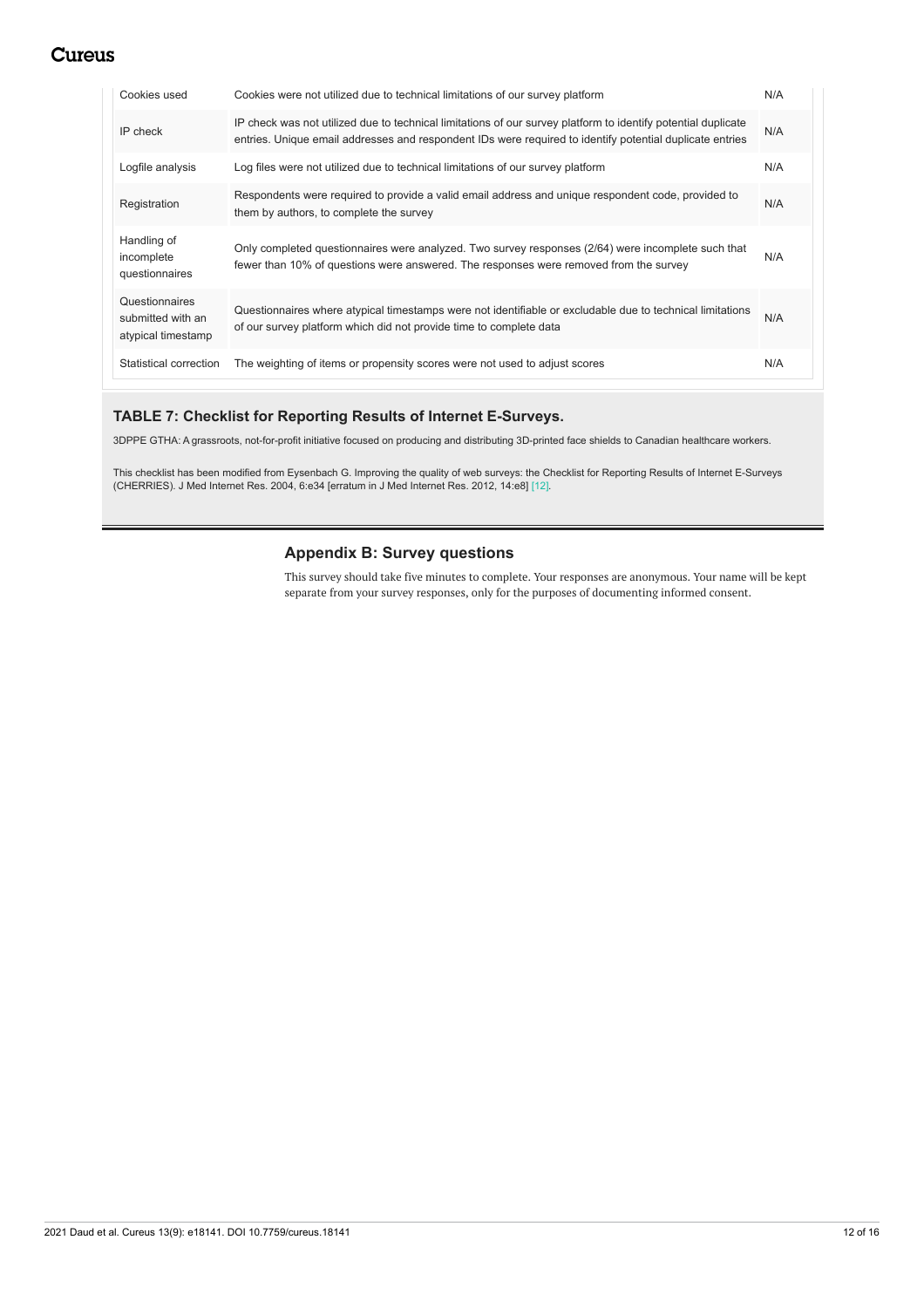| | | |
|---|---|---|
| Cookies used | Cookies were not utilized due to technical limitations of our survey platform | N/A |
| IP check | IP check was not utilized due to technical limitations of our survey platform to identify potential duplicate entries. Unique email addresses and respondent IDs were required to identify potential duplicate entries | N/A |
| Logfile analysis | Log files were not utilized due to technical limitations of our survey platform | N/A |
| Registration | Respondents were required to provide a valid email address and unique respondent code, provided to them by authors, to complete the survey | N/A |
| Handling of incomplete questionnaires | Only completed questionnaires were analyzed. Two survey responses (2/64) were incomplete such that fewer than 10% of questions were answered. The responses were removed from the survey | N/A |
| Questionnaires submitted with an atypical timestamp | Questionnaires where atypical timestamps were not identifiable or excludable due to technical limitations of our survey platform which did not provide time to complete data | N/A |
| Statistical correction | The weighting of items or propensity scores were not used to adjust scores | N/A |

**TABLE 7: Checklist for Reporting Results of Internet E-Surveys.**

3DPPE GTHA: A grassroots, not-for-profit initiative focused on producing and distributing 3D-printed face shields to Canadian healthcare workers.

This checklist has been modified from Eysenbach G. Improving the quality of web surveys: the Checklist for Reporting Results of Internet E-Surveys (CHERRIES). J Med Internet Res. 2004, 6:e34 [erratum in J Med Internet Res. 2012, 14:e8] [12].

## Appendix B: Survey questions

This survey should take five minutes to complete. Your responses are anonymous. Your name will be kept separate from your survey responses, only for the purposes of documenting informed consent.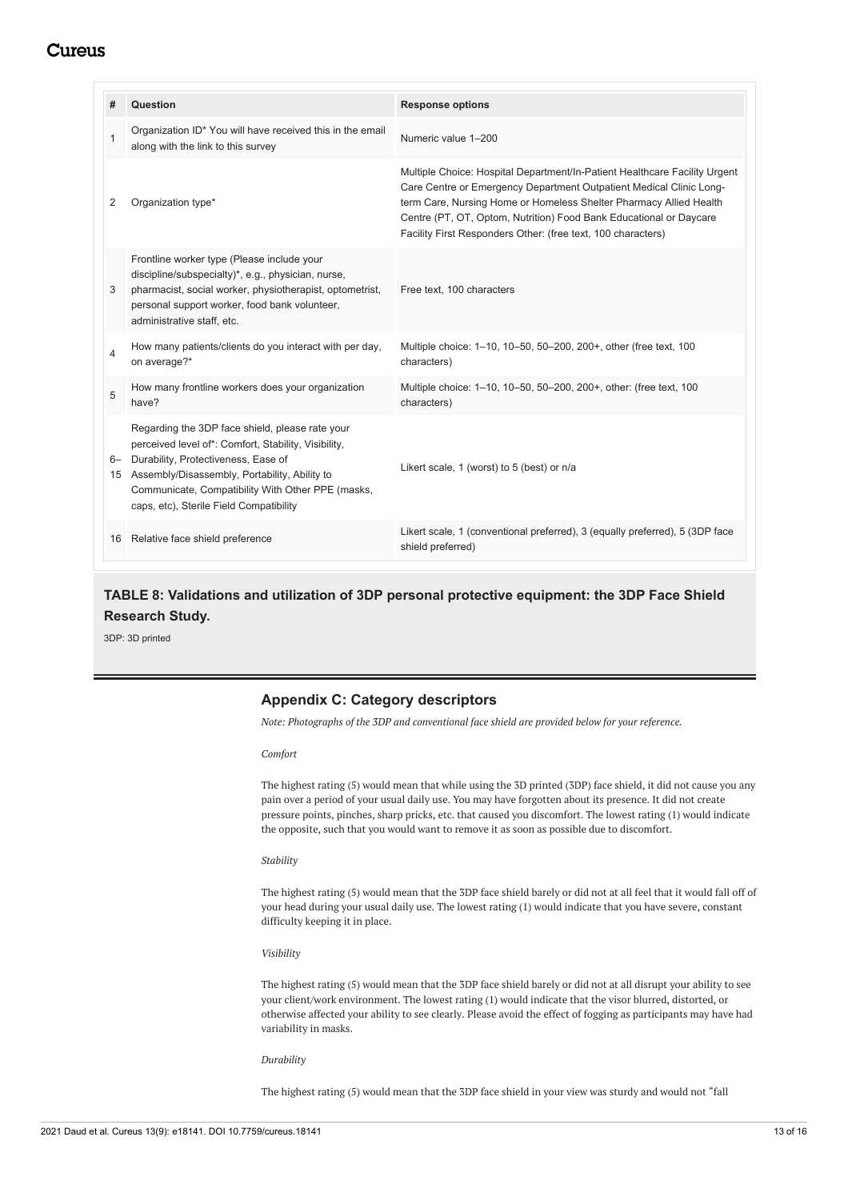| # | Question | Response options |
|---|---|---|
| 1 | Organization ID* You will have received this in the email along with the link to this survey | Numeric value 1–200 |
| 2 | Organization type* | Multiple Choice: Hospital Department/In-Patient Healthcare Facility Urgent Care Centre or Emergency Department Outpatient Medical Clinic Long-term Care, Nursing Home or Homeless Shelter Pharmacy Allied Health Centre (PT, OT, Optom, Nutrition) Food Bank Educational or Daycare Facility First Responders Other: (free text, 100 characters) |
| 3 | Frontline worker type (Please include your discipline/subspecialty)*, e.g., physician, nurse, pharmacist, social worker, physiotherapist, optometrist, personal support worker, food bank volunteer, administrative staff, etc. | Free text, 100 characters |
| 4 | How many patients/clients do you interact with per day, on average?* | Multiple choice: 1–10, 10–50, 50–200, 200+, other (free text, 100 characters) |
| 5 | How many frontline workers does your organization have? | Multiple choice: 1–10, 10–50, 50–200, 200+, other: (free text, 100 characters) |
| 6–15 | Regarding the 3DP face shield, please rate your perceived level of*: Comfort, Stability, Visibility, Durability, Protectiveness, Ease of Assembly/Disassembly, Portability, Ability to Communicate, Compatibility With Other PPE (masks, caps, etc), Sterile Field Compatibility | Likert scale, 1 (worst) to 5 (best) or n/a |
| 16 | Relative face shield preference | Likert scale, 1 (conventional preferred), 3 (equally preferred), 5 (3DP face shield preferred) |

**TABLE 8: Validations and utilization of 3DP personal protective equipment: the 3DP Face Shield Research Study.**

3DP: 3D printed

## Appendix C: Category descriptors

*Note: Photographs of the 3DP and conventional face shield are provided below for your reference.*

*Comfort*

The highest rating (5) would mean that while using the 3D printed (3DP) face shield, it did not cause you any pain over a period of your usual daily use. You may have forgotten about its presence. It did not create pressure points, pinches, sharp pricks, etc. that caused you discomfort. The lowest rating (1) would indicate the opposite, such that you would want to remove it as soon as possible due to discomfort.

*Stability*

The highest rating (5) would mean that the 3DP face shield barely or did not at all feel that it would fall off of your head during your usual daily use. The lowest rating (1) would indicate that you have severe, constant difficulty keeping it in place.

*Visibility*

The highest rating (5) would mean that the 3DP face shield barely or did not at all disrupt your ability to see your client/work environment. The lowest rating (1) would indicate that the visor blurred, distorted, or otherwise affected your ability to see clearly. Please avoid the effect of fogging as participants may have had variability in masks.

*Durability*

The highest rating (5) would mean that the 3DP face shield in your view was sturdy and would not "fall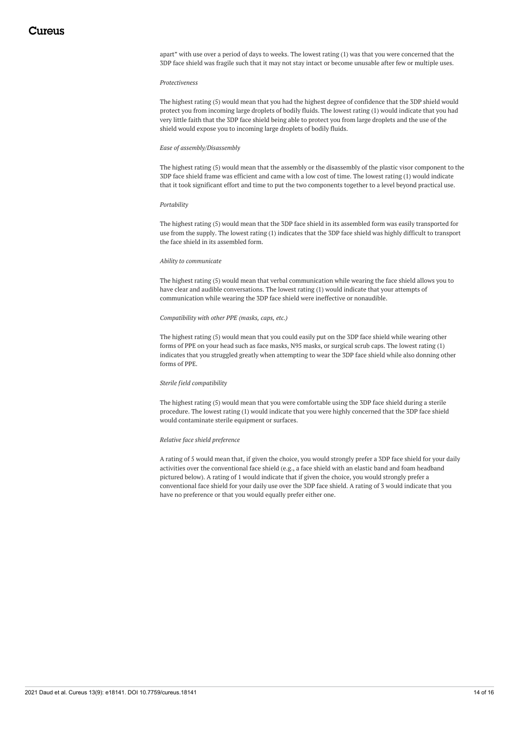apart" with use over a period of days to weeks. The lowest rating (1) was that you were concerned that the 3DP face shield was fragile such that it may not stay intact or become unusable after few or multiple uses.

*Protectiveness*

The highest rating (5) would mean that you had the highest degree of confidence that the 3DP shield would protect you from incoming large droplets of bodily fluids. The lowest rating (1) would indicate that you had very little faith that the 3DP face shield being able to protect you from large droplets and the use of the shield would expose you to incoming large droplets of bodily fluids.

*Ease of assembly/Disassembly*

The highest rating (5) would mean that the assembly or the disassembly of the plastic visor component to the 3DP face shield frame was efficient and came with a low cost of time. The lowest rating (1) would indicate that it took significant effort and time to put the two components together to a level beyond practical use.

*Portability*

The highest rating (5) would mean that the 3DP face shield in its assembled form was easily transported for use from the supply. The lowest rating (1) indicates that the 3DP face shield was highly difficult to transport the face shield in its assembled form.

*Ability to communicate*

The highest rating (5) would mean that verbal communication while wearing the face shield allows you to have clear and audible conversations. The lowest rating (1) would indicate that your attempts of communication while wearing the 3DP face shield were ineffective or nonaudible.

*Compatibility with other PPE (masks, caps, etc.)*

The highest rating (5) would mean that you could easily put on the 3DP face shield while wearing other forms of PPE on your head such as face masks, N95 masks, or surgical scrub caps. The lowest rating (1) indicates that you struggled greatly when attempting to wear the 3DP face shield while also donning other forms of PPE.

*Sterile field compatibility*

The highest rating (5) would mean that you were comfortable using the 3DP face shield during a sterile procedure. The lowest rating (1) would indicate that you were highly concerned that the 3DP face shield would contaminate sterile equipment or surfaces.

*Relative face shield preference*

A rating of 5 would mean that, if given the choice, you would strongly prefer a 3DP face shield for your daily activities over the conventional face shield (e.g., a face shield with an elastic band and foam headband pictured below). A rating of 1 would indicate that if given the choice, you would strongly prefer a conventional face shield for your daily use over the 3DP face shield. A rating of 3 would indicate that you have no preference or that you would equally prefer either one.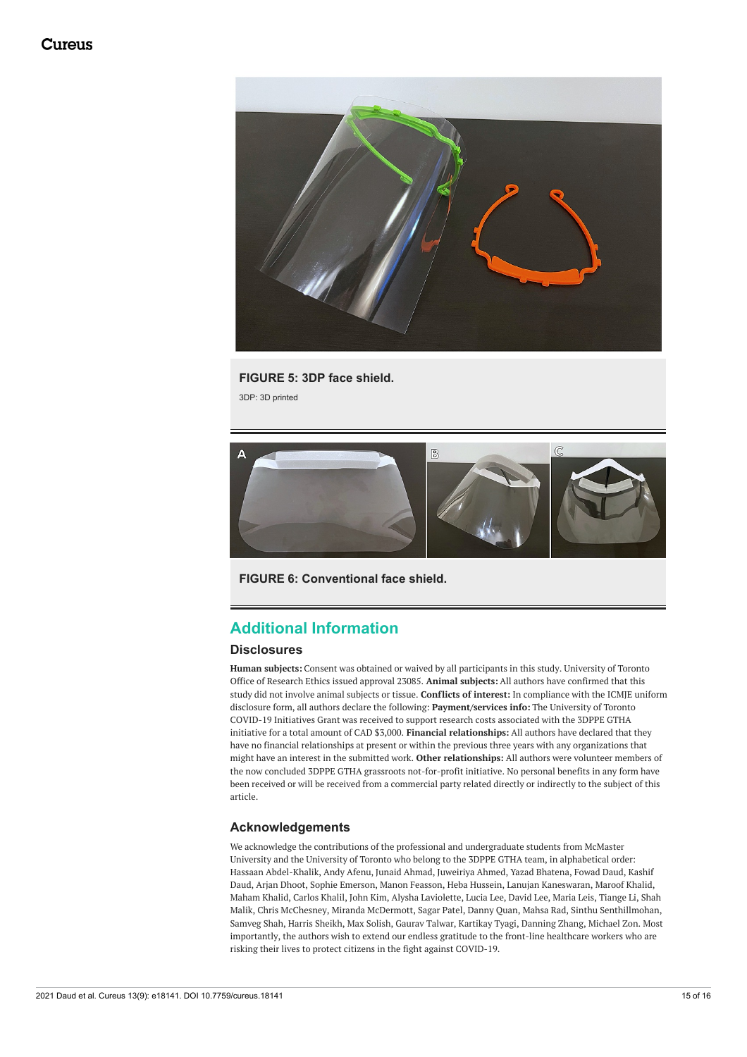**FIGURE 5: 3DP face shield.**

3DP: 3D printed

**FIGURE 6: Conventional face shield.**

## Additional Information

### Disclosures

**Human subjects:** Consent was obtained or waived by all participants in this study. University of Toronto Office of Research Ethics issued approval 23085. **Animal subjects:** All authors have confirmed that this study did not involve animal subjects or tissue. **Conflicts of interest:** In compliance with the ICMJE uniform disclosure form, all authors declare the following: **Payment/services info:** The University of Toronto COVID-19 Initiatives Grant was received to support research costs associated with the 3DPPE GTHA initiative for a total amount of CAD $3,000. **Financial relationships:** All authors have declared that they have no financial relationships at present or within the previous three years with any organizations that might have an interest in the submitted work. **Other relationships:** All authors were volunteer members of the now concluded 3DPPE GTHA grassroots not-for-profit initiative. No personal benefits in any form have been received or will be received from a commercial party related directly or indirectly to the subject of this article.

### Acknowledgements

We acknowledge the contributions of the professional and undergraduate students from McMaster University and the University of Toronto who belong to the 3DPPE GTHA team, in alphabetical order: Hassaan Abdel-Khalik, Andy Afenu, Junaid Ahmad, Juweiriya Ahmed, Yazad Bhatena, Fowad Daud, Kashif Daud, Arjan Dhoot, Sophie Emerson, Manon Feasson, Heba Hussein, Lanujan Kaneswaran, Maroof Khalid, Maham Khalid, Carlos Khalil, John Kim, Alysha Laviolette, Lucia Lee, David Lee, Maria Leis, Tiange Li, Shah Malik, Chris McChesney, Miranda McDermott, Sagar Patel, Danny Quan, Mahsa Rad, Sinthu Senthillmohan, Samveg Shah, Harris Sheikh, Max Solish, Gaurav Talwar, Kartikay Tyagi, Danning Zhang, Michael Zon. Most importantly, the authors wish to extend our endless gratitude to the front-line healthcare workers who are risking their lives to protect citizens in the fight against COVID-19.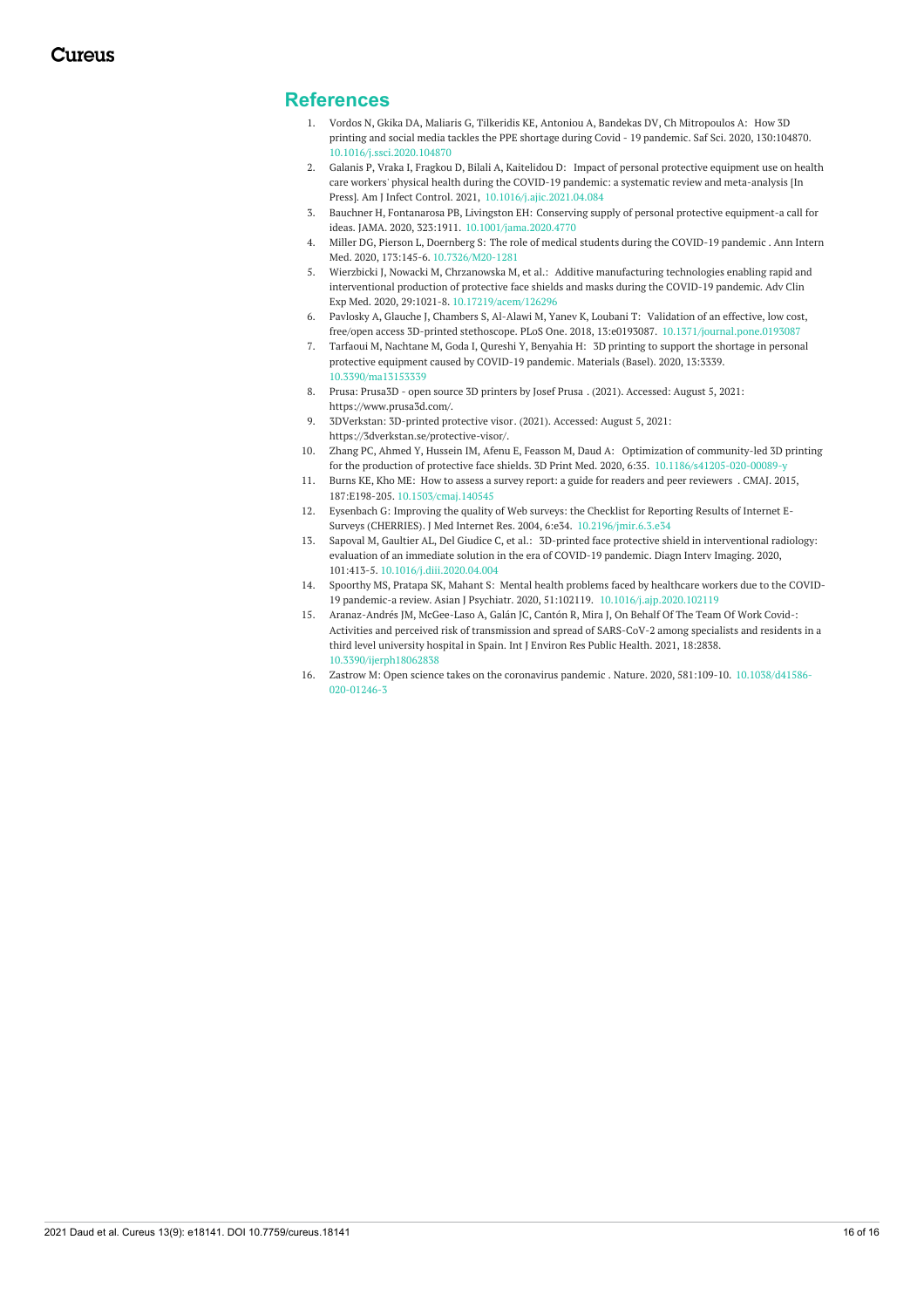## References

1. Vordos N, Gkika DA, Maliaris G, Tilkeridis KE, Antoniou A, Bandekas DV, Ch Mitropoulos A: How 3D printing and social media tackles the PPE shortage during Covid - 19 pandemic. Saf Sci. 2020, 130:104870. 10.1016/j.ssci.2020.104870
2. Galanis P, Vraka I, Fragkou D, Bilali A, Kaitelidou D: Impact of personal protective equipment use on health care workers' physical health during the COVID-19 pandemic: a systematic review and meta-analysis [In Press]. Am J Infect Control. 2021, 10.1016/j.ajic.2021.04.084
3. Bauchner H, Fontanarosa PB, Livingston EH: Conserving supply of personal protective equipment-a call for ideas. JAMA. 2020, 323:1911. 10.1001/jama.2020.4770
4. Miller DG, Pierson L, Doernberg S: The role of medical students during the COVID-19 pandemic . Ann Intern Med. 2020, 173:145-6. 10.7326/M20-1281
5. Wierzbicki J, Nowacki M, Chrzanowska M, et al.: Additive manufacturing technologies enabling rapid and interventional production of protective face shields and masks during the COVID-19 pandemic. Adv Clin Exp Med. 2020, 29:1021-8. 10.17219/acem/126296
6. Pavlosky A, Glauche J, Chambers S, Al-Alawi M, Yanev K, Loubani T: Validation of an effective, low cost, free/open access 3D-printed stethoscope. PLoS One. 2018, 13:e0193087. 10.1371/journal.pone.0193087
7. Tarfaoui M, Nachtane M, Goda I, Qureshi Y, Benyahia H: 3D printing to support the shortage in personal protective equipment caused by COVID-19 pandemic. Materials (Basel). 2020, 13:3339. 10.3390/ma13153339
8. Prusa: Prusa3D - open source 3D printers by Josef Prusa . (2021). Accessed: August 5, 2021: https://www.prusa3d.com/.
9. 3DVerkstan: 3D-printed protective visor. (2021). Accessed: August 5, 2021: https://3dverkstan.se/protective-visor/.
10. Zhang PC, Ahmed Y, Hussein IM, Afenu E, Feasson M, Daud A: Optimization of community-led 3D printing for the production of protective face shields. 3D Print Med. 2020, 6:35. 10.1186/s41205-020-00089-y
11. Burns KE, Kho ME: How to assess a survey report: a guide for readers and peer reviewers . CMAJ. 2015, 187:E198-205. 10.1503/cmaj.140545
12. Eysenbach G: Improving the quality of Web surveys: the Checklist for Reporting Results of Internet E-Surveys (CHERRIES). J Med Internet Res. 2004, 6:e34. 10.2196/jmir.6.3.e34
13. Sapoval M, Gaultier AL, Del Giudice C, et al.: 3D-printed face protective shield in interventional radiology: evaluation of an immediate solution in the era of COVID-19 pandemic. Diagn Interv Imaging. 2020, 101:413-5. 10.1016/j.diii.2020.04.004
14. Spoorthy MS, Pratapa SK, Mahant S: Mental health problems faced by healthcare workers due to the COVID-19 pandemic-a review. Asian J Psychiatr. 2020, 51:102119. 10.1016/j.ajp.2020.102119
15. Aranaz-Andrés JM, McGee-Laso A, Galán JC, Cantón R, Mira J, On Behalf Of The Team Of Work Covid-: Activities and perceived risk of transmission and spread of SARS-CoV-2 among specialists and residents in a third level university hospital in Spain. Int J Environ Res Public Health. 2021, 18:2838. 10.3390/ijerph18062838
16. Zastrow M: Open science takes on the coronavirus pandemic . Nature. 2020, 581:109-10. 10.1038/d41586-020-01246-3